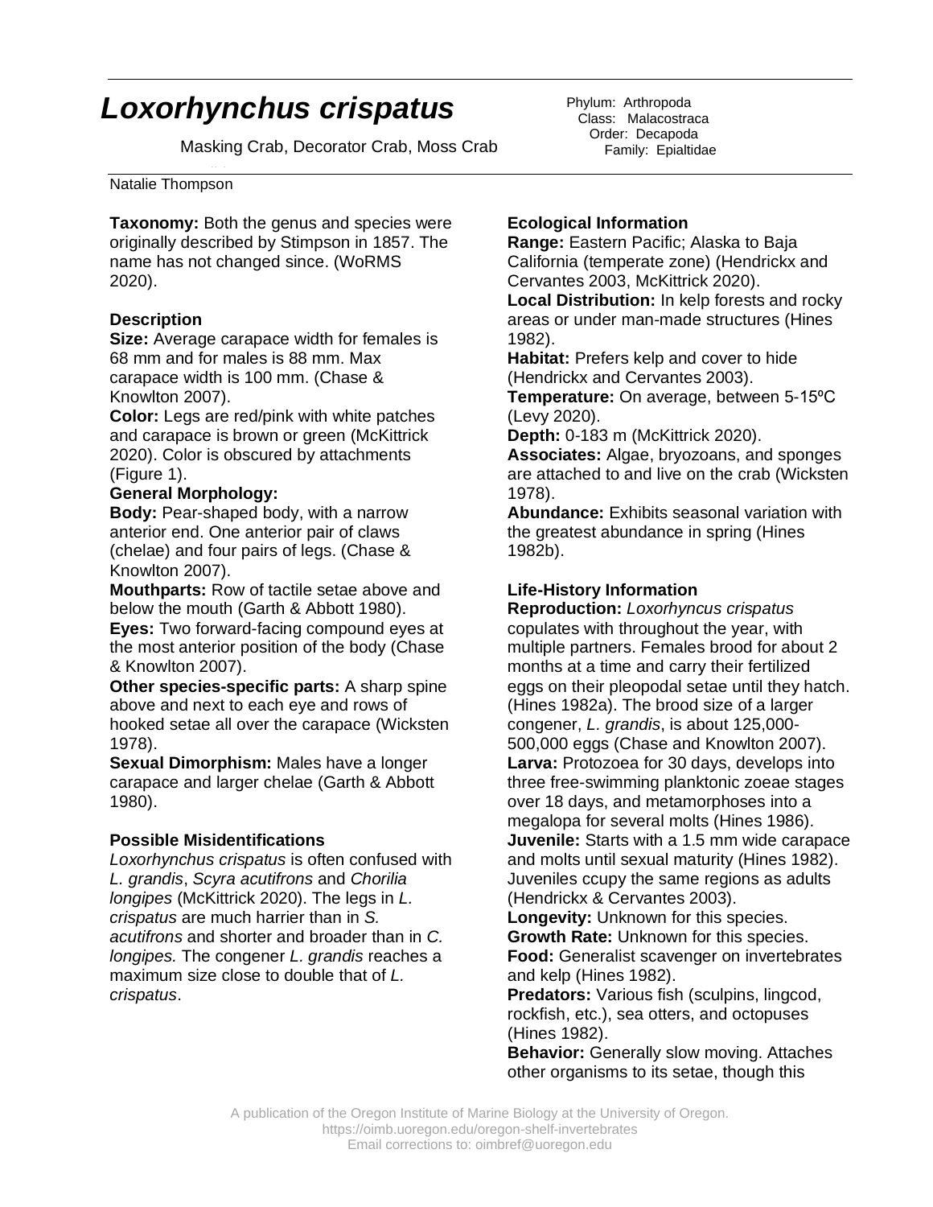// Loxorhynchus crispatus

# *Loxorhynchus crispatus*

Masking Crab, Decorator Crab, Moss Crab

Phylum: Arthropoda
Class: Malacostraca
Order: Decapoda
Family: Epialtidae

Natalie Thompson

**Taxonomy:** Both the genus and species were originally described by Stimpson in 1857. The name has not changed since. (WoRMS 2020).

### Description

**Size:** Average carapace width for females is 68 mm and for males is 88 mm. Max carapace width is 100 mm. (Chase & Knowlton 2007).

**Color:** Legs are red/pink with white patches and carapace is brown or green (McKittrick 2020). Color is obscured by attachments (Figure 1).

**General Morphology:**

**Body:** Pear-shaped body, with a narrow anterior end. One anterior pair of claws (chelae) and four pairs of legs. (Chase & Knowlton 2007).

**Mouthparts:** Row of tactile setae above and below the mouth (Garth & Abbott 1980).

**Eyes:** Two forward-facing compound eyes at the most anterior position of the body (Chase & Knowlton 2007).

**Other species-specific parts:** A sharp spine above and next to each eye and rows of hooked setae all over the carapace (Wicksten 1978).

**Sexual Dimorphism:** Males have a longer carapace and larger chelae (Garth & Abbott 1980).

### Possible Misidentifications

*Loxorhynchus crispatus* is often confused with *L. grandis*, *Scyra acutifrons* and *Chorilia longipes* (McKittrick 2020). The legs in *L. crispatus* are much harrier than in *S. acutifrons* and shorter and broader than in *C. longipes.* The congener *L. grandis* reaches a maximum size close to double that of *L. crispatus*.

### Ecological Information

**Range:** Eastern Pacific; Alaska to Baja California (temperate zone) (Hendrickx and Cervantes 2003, McKittrick 2020).

**Local Distribution:** In kelp forests and rocky areas or under man-made structures (Hines 1982).

**Habitat:** Prefers kelp and cover to hide (Hendrickx and Cervantes 2003).

**Temperature:** On average, between 5-15ºC (Levy 2020).

**Depth:** 0-183 m (McKittrick 2020).

**Associates:** Algae, bryozoans, and sponges are attached to and live on the crab (Wicksten 1978).

**Abundance:** Exhibits seasonal variation with the greatest abundance in spring (Hines 1982b).

### Life-History Information

**Reproduction:** *Loxorhyncus crispatus* copulates with throughout the year, with multiple partners. Females brood for about 2 months at a time and carry their fertilized eggs on their pleopodal setae until they hatch. (Hines 1982a). The brood size of a larger congener, *L. grandis*, is about 125,000-500,000 eggs (Chase and Knowlton 2007).

**Larva:** Protozoea for 30 days, develops into three free-swimming planktonic zoeae stages over 18 days, and metamorphoses into a megalopa for several molts (Hines 1986).

**Juvenile:** Starts with a 1.5 mm wide carapace and molts until sexual maturity (Hines 1982). Juveniles ccupy the same regions as adults (Hendrickx & Cervantes 2003).

**Longevity:** Unknown for this species.

**Growth Rate:** Unknown for this species.

**Food:** Generalist scavenger on invertebrates and kelp (Hines 1982).

**Predators:** Various fish (sculpins, lingcod, rockfish, etc.), sea otters, and octopuses (Hines 1982).

**Behavior:** Generally slow moving. Attaches other organisms to its setae, though this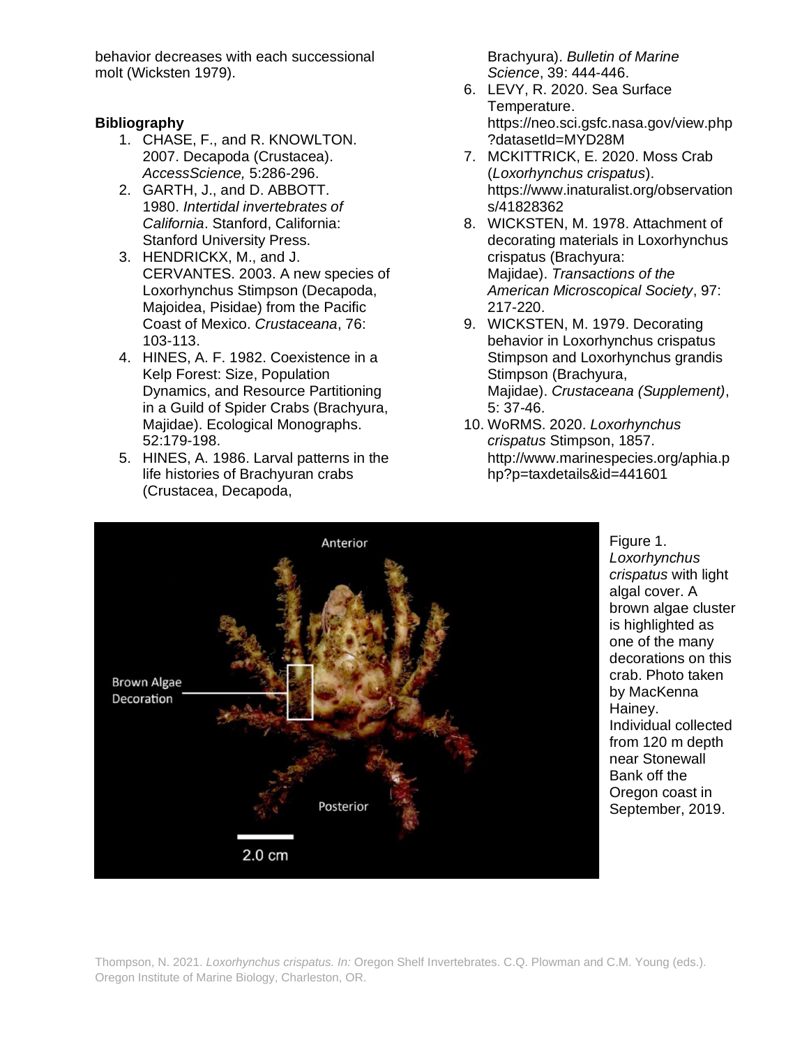behavior decreases with each successional molt (Wicksten 1979).

**Bibliography**

1. CHASE, F., and R. KNOWLTON. 2007. Decapoda (Crustacea). *AccessScience,* 5:286-296.
2. GARTH, J., and D. ABBOTT. 1980. *Intertidal invertebrates of California*. Stanford, California: Stanford University Press.
3. HENDRICKX, M., and J. CERVANTES. 2003. A new species of Loxorhynchus Stimpson (Decapoda, Majoidea, Pisidae) from the Pacific Coast of Mexico. *Crustaceana*, 76: 103-113.
4. HINES, A. F. 1982. Coexistence in a Kelp Forest: Size, Population Dynamics, and Resource Partitioning in a Guild of Spider Crabs (Brachyura, Majidae). Ecological Monographs. 52:179-198.
5. HINES, A. 1986. Larval patterns in the life histories of Brachyuran crabs (Crustacea, Decapoda, Brachyura). *Bulletin of Marine Science*, 39: 444-446.
6. LEVY, R. 2020. Sea Surface Temperature. https://neo.sci.gsfc.nasa.gov/view.php?datasetId=MYD28M
7. MCKITTRICK, E. 2020. Moss Crab (*Loxorhynchus crispatus*). https://www.inaturalist.org/observations/41828362
8. WICKSTEN, M. 1978. Attachment of decorating materials in Loxorhynchus crispatus (Brachyura: Majidae). *Transactions of the American Microscopical Society*, 97: 217-220.
9. WICKSTEN, M. 1979. Decorating behavior in Loxorhynchus crispatus Stimpson and Loxorhynchus grandis Stimpson (Brachyura, Majidae). *Crustaceana (Supplement)*, 5: 37-46.
10. WoRMS. 2020. *Loxorhynchus crispatus* Stimpson, 1857. http://www.marinespecies.org/aphia.php?p=taxdetails&id=441601

Anterior

Brown Algae Decoration

Posterior

2.0 cm

Figure 1. *Loxorhynchus crispatus* with light algal cover. A brown algae cluster is highlighted as one of the many decorations on this crab. Photo taken by MacKenna Hainey. Individual collected from 120 m depth near Stonewall Bank off the Oregon coast in September, 2019.